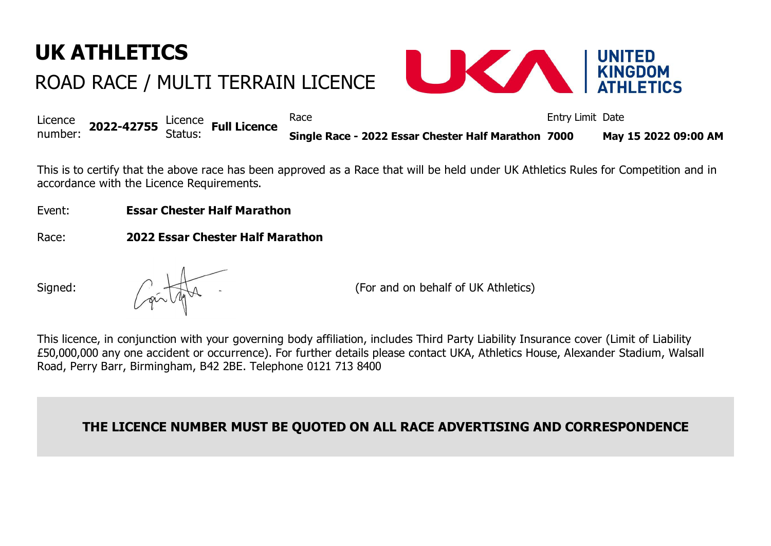# UK ATHLETICS

## ROAD RACE / MULTI TERRAIN LICENCE

UNITED KINGDOM ATHLETICS

| Licence number: | Licence Status: | Race | Entry Limit | Date |
|---|---|---|---|---|
| **2022-42755** | **Full Licence** | **Single Race - 2022 Essar Chester Half Marathon** | **7000** | **May 15 2022 09:00 AM** |

This is to certify that the above race has been approved as a Race that will be held under UK Athletics Rules for Competition and in accordance with the Licence Requirements.

Event: **Essar Chester Half Marathon**

Race: **2022 Essar Chester Half Marathon**

Signed: (For and on behalf of UK Athletics)

This licence, in conjunction with your governing body affiliation, includes Third Party Liability Insurance cover (Limit of Liability £50,000,000 any one accident or occurrence). For further details please contact UKA, Athletics House, Alexander Stadium, Walsall Road, Perry Barr, Birmingham, B42 2BE. Telephone 0121 713 8400

**THE LICENCE NUMBER MUST BE QUOTED ON ALL RACE ADVERTISING AND CORRESPONDENCE**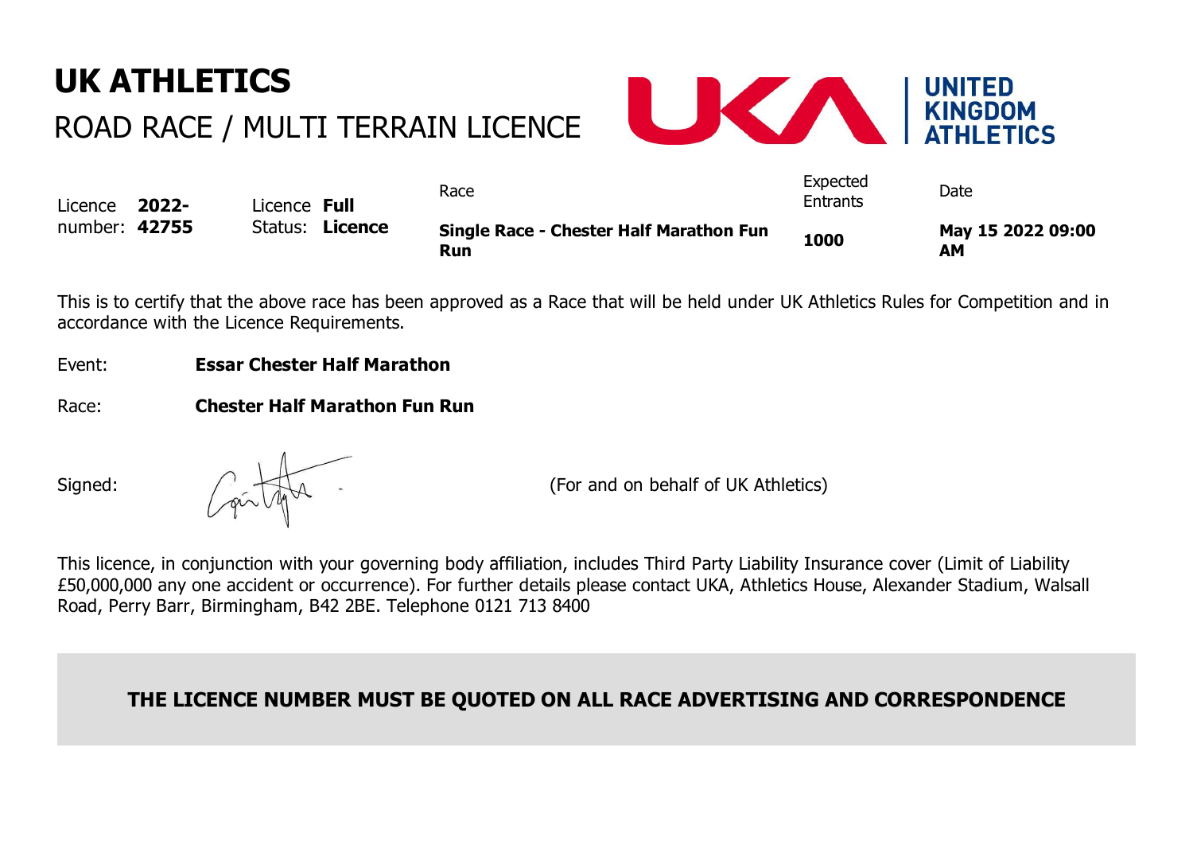# UK ATHLETICS

## ROAD RACE / MULTI TERRAIN LICENCE

UNITED KINGDOM ATHLETICS

| Licence number: | Licence Status: | Race | Expected Entrants | Date |
|---|---|---|---|---|
| **2022-42755** | **Full Licence** | **Single Race - Chester Half Marathon Fun Run** | **1000** | **May 15 2022 09:00 AM** |

This is to certify that the above race has been approved as a Race that will be held under UK Athletics Rules for Competition and in accordance with the Licence Requirements.

Event: **Essar Chester Half Marathon**

Race: **Chester Half Marathon Fun Run**

Signed: (For and on behalf of UK Athletics)

This licence, in conjunction with your governing body affiliation, includes Third Party Liability Insurance cover (Limit of Liability £50,000,000 any one accident or occurrence). For further details please contact UKA, Athletics House, Alexander Stadium, Walsall Road, Perry Barr, Birmingham, B42 2BE. Telephone 0121 713 8400

**THE LICENCE NUMBER MUST BE QUOTED ON ALL RACE ADVERTISING AND CORRESPONDENCE**